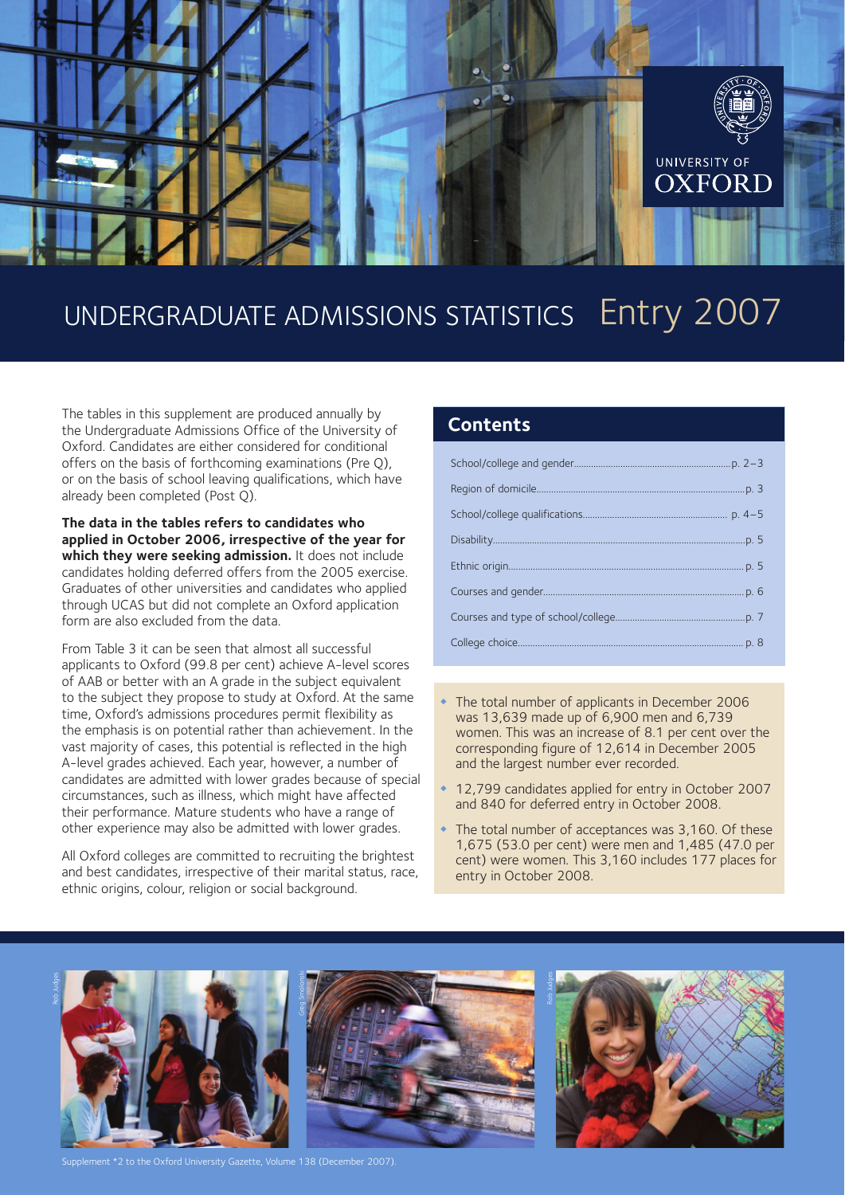UNIVERSITY OF OXFORD

# UNDERGRADUATE ADMISSIONS STATISTICS Entry 2007

The tables in this supplement are produced annually by the Undergraduate Admissions Office of the University of Oxford. Candidates are either considered for conditional offers on the basis of forthcoming examinations (Pre Q), or on the basis of school leaving qualifications, which have already been completed (Post Q).

**The data in the tables refers to candidates who applied in October 2006, irrespective of the year for which they were seeking admission.** It does not include candidates holding deferred offers from the 2005 exercise. Graduates of other universities and candidates who applied through UCAS but did not complete an Oxford application form are also excluded from the data.

From Table 3 it can be seen that almost all successful applicants to Oxford (99.8 per cent) achieve A-level scores of AAB or better with an A grade in the subject equivalent to the subject they propose to study at Oxford. At the same time, Oxford's admissions procedures permit flexibility as the emphasis is on potential rather than achievement. In the vast majority of cases, this potential is reflected in the high A-level grades achieved. Each year, however, a number of candidates are admitted with lower grades because of special circumstances, such as illness, which might have affected their performance. Mature students who have a range of other experience may also be admitted with lower grades.

All Oxford colleges are committed to recruiting the brightest and best candidates, irrespective of their marital status, race, ethnic origins, colour, religion or social background.

## Contents

- School/college and gender ........ p. 2–3
- Region of domicile ........ p. 3
- School/college qualifications ........ p. 4–5
- Disability ........ p. 5
- Ethnic origin ........ p. 5
- Courses and gender ........ p. 6
- Courses and type of school/college ........ p. 7
- College choice ........ p. 8

- The total number of applicants in December 2006 was 13,639 made up of 6,900 men and 6,739 women. This was an increase of 8.1 per cent over the corresponding figure of 12,614 in December 2005 and the largest number ever recorded.
- 12,799 candidates applied for entry in October 2007 and 840 for deferred entry in October 2008.
- The total number of acceptances was 3,160. Of these 1,675 (53.0 per cent) were men and 1,485 (47.0 per cent) were women. This 3,160 includes 177 places for entry in October 2008.

Supplement *2 to the Oxford University Gazette, Volume 138 (December 2007).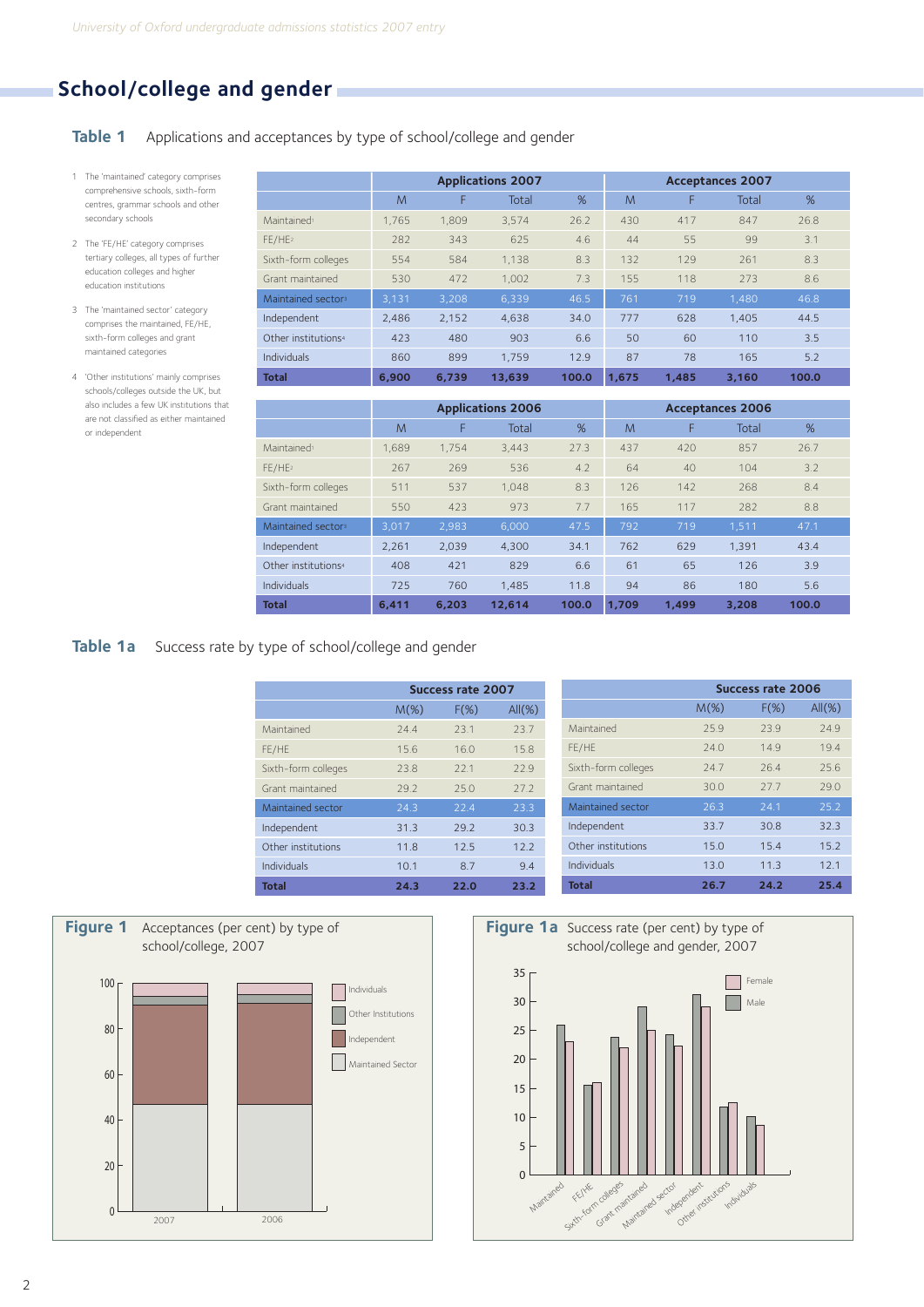## School/college and gender

### Table 1 Applications and acceptances by type of school/college and gender

1. The 'maintained' category comprises comprehensive schools, sixth-form centres, grammar schools and other secondary schools
2. The 'FE/HE' category comprises tertiary colleges, all types of further education colleges and higher education institutions
3. The 'maintained sector' category comprises the maintained, FE/HE, sixth-form colleges and grant maintained categories
4. 'Other institutions' mainly comprises schools/colleges outside the UK, but also includes a few UK institutions that are not classified as either maintained or independent

| | Applications 2007 | | | | Acceptances 2007 | | | |
|---|---|---|---|---|---|---|---|---|
| | M | F | Total | % | M | F | Total | % |
| Maintained[1] | 1,765 | 1,809 | 3,574 | 26.2 | 430 | 417 | 847 | 26.8 |
| FE/HE[2] | 282 | 343 | 625 | 4.6 | 44 | 55 | 99 | 3.1 |
| Sixth-form colleges | 554 | 584 | 1,138 | 8.3 | 132 | 129 | 261 | 8.3 |
| Grant maintained | 530 | 472 | 1,002 | 7.3 | 155 | 118 | 273 | 8.6 |
| Maintained sector[3] | 3,131 | 3,208 | 6,339 | 46.5 | 761 | 719 | 1,480 | 46.8 |
| Independent | 2,486 | 2,152 | 4,638 | 34.0 | 777 | 628 | 1,405 | 44.5 |
| Other institutions[4] | 423 | 480 | 903 | 6.6 | 50 | 60 | 110 | 3.5 |
| Individuals | 860 | 899 | 1,759 | 12.9 | 87 | 78 | 165 | 5.2 |
| **Total** | **6,900** | **6,739** | **13,639** | **100.0** | **1,675** | **1,485** | **3,160** | **100.0** |

| | Applications 2006 | | | | Acceptances 2006 | | | |
|---|---|---|---|---|---|---|---|---|
| | M | F | Total | % | M | F | Total | % |
| Maintained[1] | 1,689 | 1,754 | 3,443 | 27.3 | 437 | 420 | 857 | 26.7 |
| FE/HE[2] | 267 | 269 | 536 | 4.2 | 64 | 40 | 104 | 3.2 |
| Sixth-form colleges | 511 | 537 | 1,048 | 8.3 | 126 | 142 | 268 | 8.4 |
| Grant maintained | 550 | 423 | 973 | 7.7 | 165 | 117 | 282 | 8.8 |
| Maintained sector[3] | 3,017 | 2,983 | 6,000 | 47.5 | 792 | 719 | 1,511 | 47.1 |
| Independent | 2,261 | 2,039 | 4,300 | 34.1 | 762 | 629 | 1,391 | 43.4 |
| Other institutions[4] | 408 | 421 | 829 | 6.6 | 61 | 65 | 126 | 3.9 |
| Individuals | 725 | 760 | 1,485 | 11.8 | 94 | 86 | 180 | 5.6 |
| **Total** | **6,411** | **6,203** | **12,614** | **100.0** | **1,709** | **1,499** | **3,208** | **100.0** |

### Table 1a Success rate by type of school/college and gender

| | Success rate 2007 | | |
|---|---|---|---|
| | M(%) | F(%) | All(%) |
| Maintained | 24.4 | 23.1 | 23.7 |
| FE/HE | 15.6 | 16.0 | 15.8 |
| Sixth-form colleges | 23.8 | 22.1 | 22.9 |
| Grant maintained | 29.2 | 25.0 | 27.2 |
| Maintained sector | 24.3 | 22.4 | 23.3 |
| Independent | 31.3 | 29.2 | 30.3 |
| Other institutions | 11.8 | 12.5 | 12.2 |
| Individuals | 10.1 | 8.7 | 9.4 |
| **Total** | **24.3** | **22.0** | **23.2** |

| | Success rate 2006 | | |
|---|---|---|---|
| | M(%) | F(%) | All(%) |
| Maintained | 25.9 | 23.9 | 24.9 |
| FE/HE | 24.0 | 14.9 | 19.4 |
| Sixth-form colleges | 24.7 | 26.4 | 25.6 |
| Grant maintained | 30.0 | 27.7 | 29.0 |
| Maintained sector | 26.3 | 24.1 | 25.2 |
| Independent | 33.7 | 30.8 | 32.3 |
| Other institutions | 15.0 | 15.4 | 15.2 |
| Individuals | 13.0 | 11.3 | 12.1 |
| **Total** | **26.7** | **24.2** | **25.4** |

**Figure 1** Acceptances (per cent) by type of school/college, 2007

**Figure 1a** Success rate (per cent) by type of school/college and gender, 2007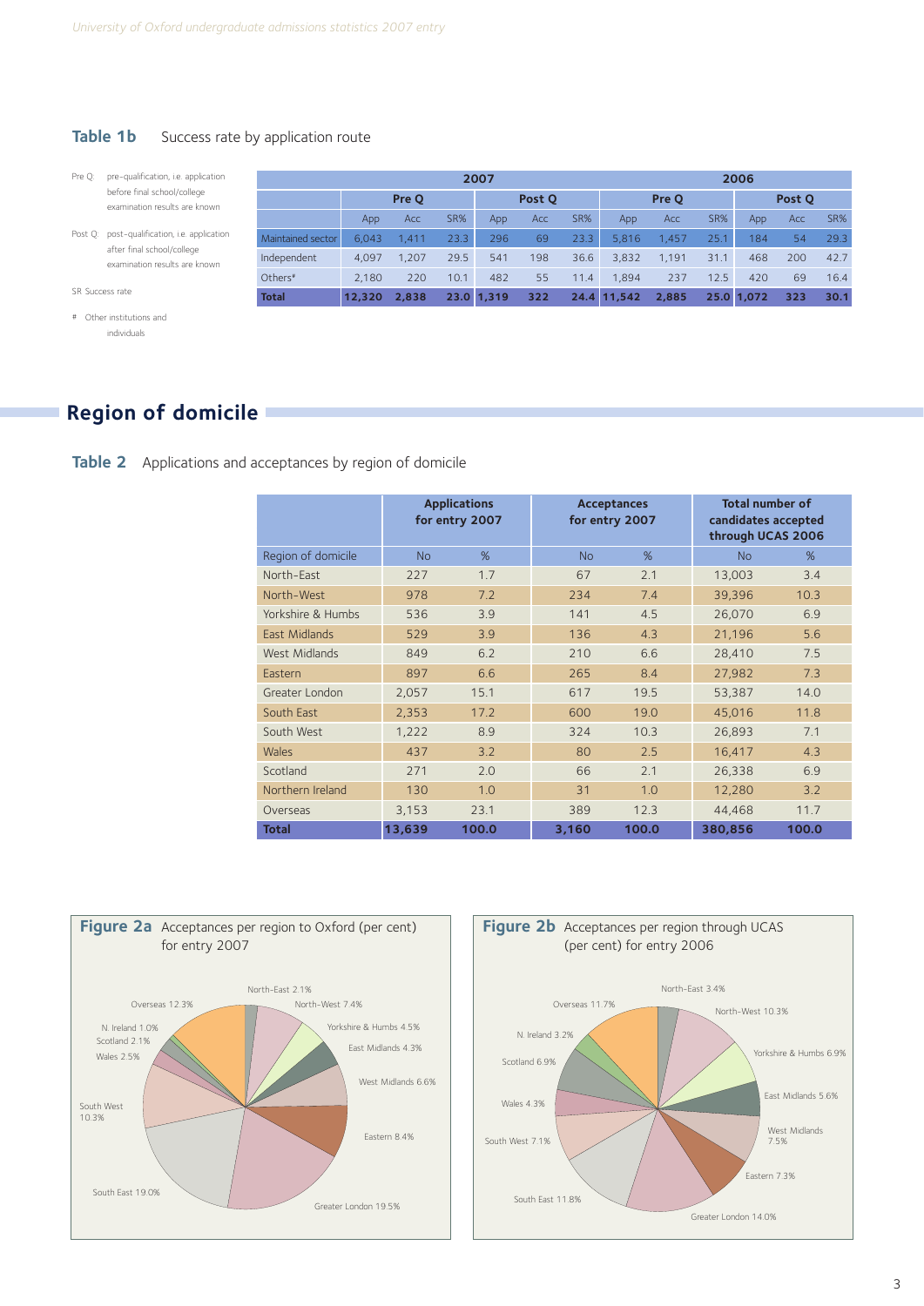**Table 1b** Success rate by application route

Pre Q: pre-qualification, i.e. application before final school/college examination results are known

Post Q: post-qualification, i.e. application after final school/college examination results are known

SR Success rate

\# Other institutions and individuals

| | 2007 | | | | | | 2006 | | | | | |
|---|---|---|---|---|---|---|---|---|---|---|---|---|
| | Pre Q | | | Post Q | | | Pre Q | | | Post Q | | |
| | App | Acc | SR% | App | Acc | SR% | App | Acc | SR% | App | Acc | SR% |
| Maintained sector | 6,043 | 1,411 | 23.3 | 296 | 69 | 23.3 | 5,816 | 1,457 | 25.1 | 184 | 54 | 29.3 |
| Independent | 4,097 | 1,207 | 29.5 | 541 | 198 | 36.6 | 3,832 | 1,191 | 31.1 | 468 | 200 | 42.7 |
| Others# | 2,180 | 220 | 10.1 | 482 | 55 | 11.4 | 1,894 | 237 | 12.5 | 420 | 69 | 16.4 |
| **Total** | **12,320** | **2,838** | **23.0** | **1,319** | **322** | **24.4** | **11,542** | **2,885** | **25.0** | **1,072** | **323** | **30.1** |

## Region of domicile

**Table 2** Applications and acceptances by region of domicile

| | Applications for entry 2007 | | Acceptances for entry 2007 | | Total number of candidates accepted through UCAS 2006 | |
|---|---|---|---|---|---|---|
| Region of domicile | No | % | No | % | No | % |
| North-East | 227 | 1.7 | 67 | 2.1 | 13,003 | 3.4 |
| North-West | 978 | 7.2 | 234 | 7.4 | 39,396 | 10.3 |
| Yorkshire & Humbs | 536 | 3.9 | 141 | 4.5 | 26,070 | 6.9 |
| East Midlands | 529 | 3.9 | 136 | 4.3 | 21,196 | 5.6 |
| West Midlands | 849 | 6.2 | 210 | 6.6 | 28,410 | 7.5 |
| Eastern | 897 | 6.6 | 265 | 8.4 | 27,982 | 7.3 |
| Greater London | 2,057 | 15.1 | 617 | 19.5 | 53,387 | 14.0 |
| South East | 2,353 | 17.2 | 600 | 19.0 | 45,016 | 11.8 |
| South West | 1,222 | 8.9 | 324 | 10.3 | 26,893 | 7.1 |
| Wales | 437 | 3.2 | 80 | 2.5 | 16,417 | 4.3 |
| Scotland | 271 | 2.0 | 66 | 2.1 | 26,338 | 6.9 |
| Northern Ireland | 130 | 1.0 | 31 | 1.0 | 12,280 | 3.2 |
| Overseas | 3,153 | 23.1 | 389 | 12.3 | 44,468 | 11.7 |
| **Total** | **13,639** | **100.0** | **3,160** | **100.0** | **380,856** | **100.0** |

**Figure 2a** Acceptances per region to Oxford (per cent) for entry 2007

North-East 2.1%, North-West 7.4%, Yorkshire & Humbs 4.5%, East Midlands 4.3%, West Midlands 6.6%, Eastern 8.4%, Greater London 19.5%, South East 19.0%, South West 10.3%, Wales 2.5%, Scotland 2.1%, N. Ireland 1.0%, Overseas 12.3%

**Figure 2b** Acceptances per region through UCAS (per cent) for entry 2006

North-East 3.4%, North-West 10.3%, Yorkshire & Humbs 6.9%, East Midlands 5.6%, West Midlands 7.5%, Eastern 7.3%, Greater London 14.0%, South East 11.8%, South West 7.1%, Wales 4.3%, Scotland 6.9%, N. Ireland 3.2%, Overseas 11.7%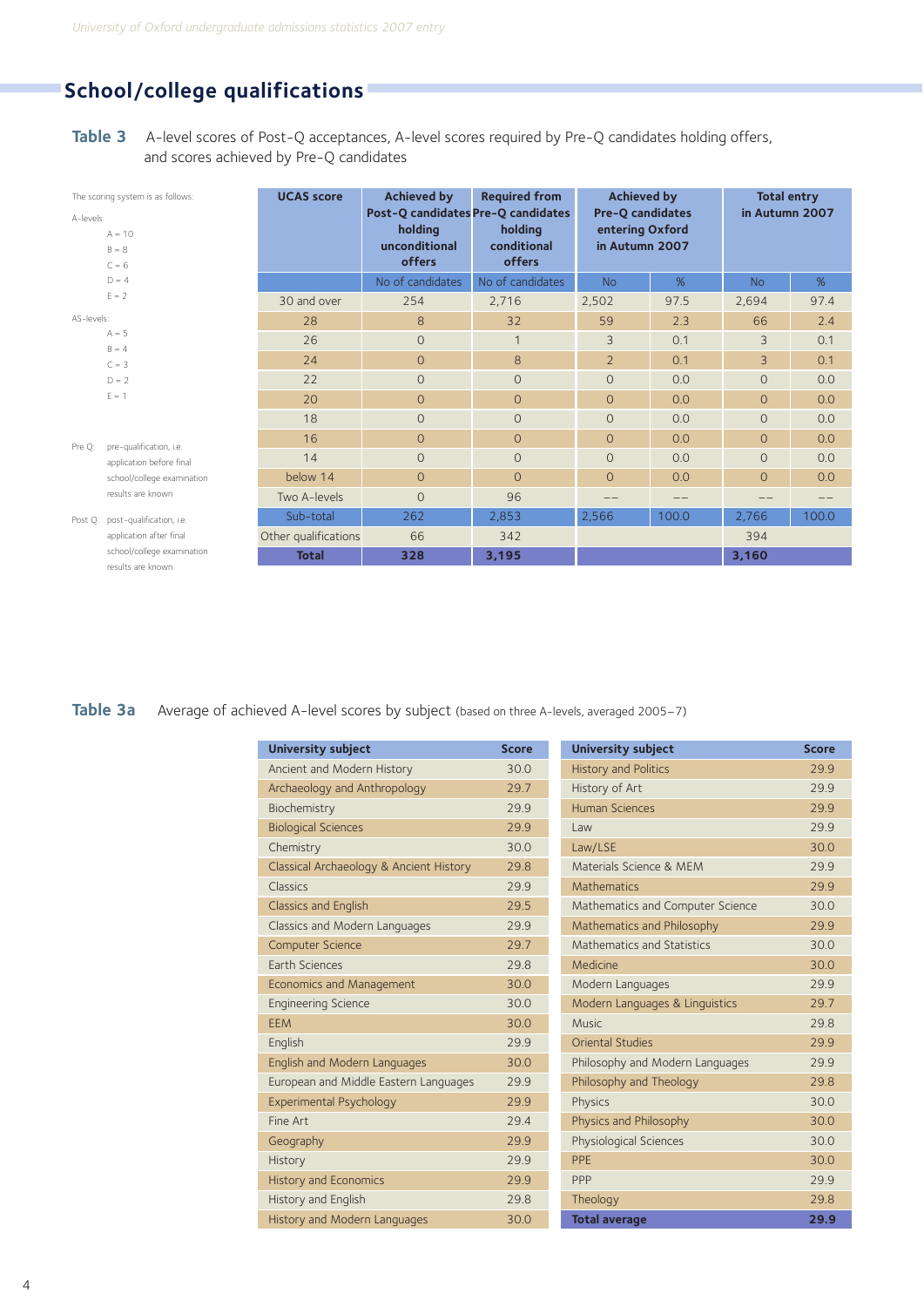## School/college qualifications

**Table 3** A-level scores of Post-Q acceptances, A-level scores required by Pre-Q candidates holding offers, and scores achieved by Pre-Q candidates

The scoring system is as follows:

A-levels:
- A = 10
- B = 8
- C = 6
- D = 4
- E = 2

AS-levels:
- A = 5
- B = 4
- C = 3
- D = 2
- E = 1

Pre Q: pre-qualification, i.e. application before final school/college examination results are known

Post Q: post-qualification, i.e. application after final school/college examination results are known

| UCAS score | Achieved by Post-Q candidates holding unconditional offers | Required from Pre-Q candidates holding conditional offers | Achieved by Pre-Q candidates entering Oxford in Autumn 2007 | | Total entry in Autumn 2007 | |
|---|---|---|---|---|---|---|
| | No of candidates | No of candidates | No | % | No | % |
| 30 and over | 254 | 2,716 | 2,502 | 97.5 | 2,694 | 97.4 |
| 28 | 8 | 32 | 59 | 2.3 | 66 | 2.4 |
| 26 | 0 | 1 | 3 | 0.1 | 3 | 0.1 |
| 24 | 0 | 8 | 2 | 0.1 | 3 | 0.1 |
| 22 | 0 | 0 | 0 | 0.0 | 0 | 0.0 |
| 20 | 0 | 0 | 0 | 0.0 | 0 | 0.0 |
| 18 | 0 | 0 | 0 | 0.0 | 0 | 0.0 |
| 16 | 0 | 0 | 0 | 0.0 | 0 | 0.0 |
| 14 | 0 | 0 | 0 | 0.0 | 0 | 0.0 |
| below 14 | 0 | 0 | 0 | 0.0 | 0 | 0.0 |
| Two A-levels | 0 | 96 | -- | -- | -- | -- |
| Sub-total | 262 | 2,853 | 2,566 | 100.0 | 2,766 | 100.0 |
| Other qualifications | 66 | 342 | | | 394 | |
| **Total** | **328** | **3,195** | | | **3,160** | |

**Table 3a** Average of achieved A-level scores by subject (based on three A-levels, averaged 2005–7)

| University subject | Score |
|---|---|
| Ancient and Modern History | 30.0 |
| Archaeology and Anthropology | 29.7 |
| Biochemistry | 29.9 |
| Biological Sciences | 29.9 |
| Chemistry | 30.0 |
| Classical Archaeology & Ancient History | 29.8 |
| Classics | 29.9 |
| Classics and English | 29.5 |
| Classics and Modern Languages | 29.9 |
| Computer Science | 29.7 |
| Earth Sciences | 29.8 |
| Economics and Management | 30.0 |
| Engineering Science | 30.0 |
| EEM | 30.0 |
| English | 29.9 |
| English and Modern Languages | 30.0 |
| European and Middle Eastern Languages | 29.9 |
| Experimental Psychology | 29.9 |
| Fine Art | 29.4 |
| Geography | 29.9 |
| History | 29.9 |
| History and Economics | 29.9 |
| History and English | 29.8 |
| History and Modern Languages | 30.0 |
| History and Politics | 29.9 |
| History of Art | 29.9 |
| Human Sciences | 29.9 |
| Law | 29.9 |
| Law/LSE | 30.0 |
| Materials Science & MEM | 29.9 |
| Mathematics | 29.9 |
| Mathematics and Computer Science | 30.0 |
| Mathematics and Philosophy | 29.9 |
| Mathematics and Statistics | 30.0 |
| Medicine | 30.0 |
| Modern Languages | 29.9 |
| Modern Languages & Linguistics | 29.7 |
| Music | 29.8 |
| Oriental Studies | 29.9 |
| Philosophy and Modern Languages | 29.9 |
| Philosophy and Theology | 29.8 |
| Physics | 30.0 |
| Physics and Philosophy | 30.0 |
| Physiological Sciences | 30.0 |
| PPE | 30.0 |
| PPP | 29.9 |
| Theology | 29.8 |
| **Total average** | **29.9** |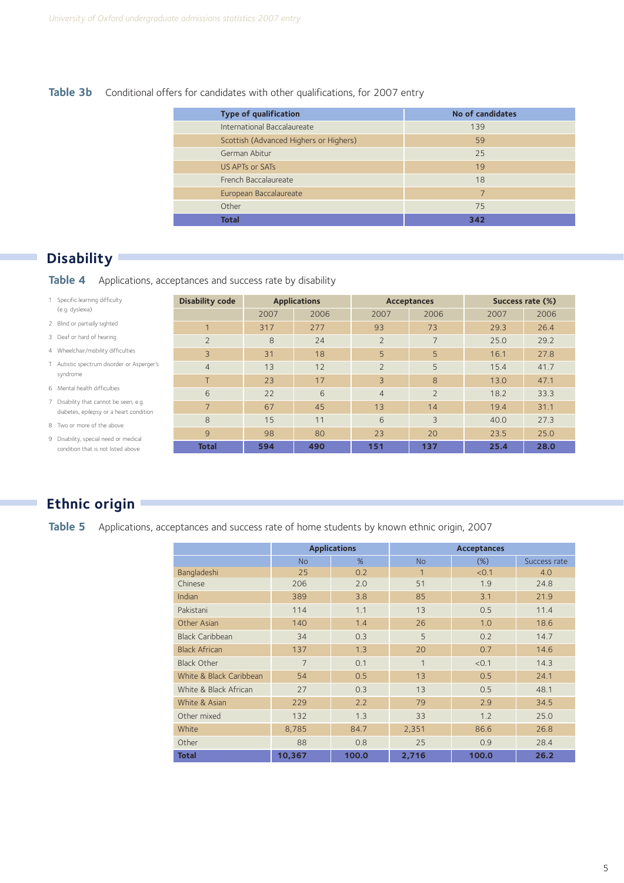**Table 3b** Conditional offers for candidates with other qualifications, for 2007 entry

| Type of qualification | No of candidates |
|---|---|
| International Baccalaureate | 139 |
| Scottish (Advanced Highers or Highers) | 59 |
| German Abitur | 25 |
| US APTs or SATs | 19 |
| French Baccalaureate | 18 |
| European Baccalaureate | 7 |
| Other | 75 |
| **Total** | **342** |

## Disability

**Table 4** Applications, acceptances and success rate by disability

1. Specific learning difficulty (e.g. dyslexia)
2. Blind or partially sighted
3. Deaf or hard of hearing
4. Wheelchair/mobility difficulties

T. Autistic spectrum disorder or Asperger's syndrome

6. Mental health difficulties
7. Disability that cannot be seen, e.g. diabetes, epilepsy or a heart condition
8. Two or more of the above
9. Disability, special need or medical condition that is not listed above

| Disability code | Applications | | Acceptances | | Success rate (%) | |
|---|---|---|---|---|---|---|
| | 2007 | 2006 | 2007 | 2006 | 2007 | 2006 |
| 1 | 317 | 277 | 93 | 73 | 29.3 | 26.4 |
| 2 | 8 | 24 | 2 | 7 | 25.0 | 29.2 |
| 3 | 31 | 18 | 5 | 5 | 16.1 | 27.8 |
| 4 | 13 | 12 | 2 | 5 | 15.4 | 41.7 |
| T | 23 | 17 | 3 | 8 | 13.0 | 47.1 |
| 6 | 22 | 6 | 4 | 2 | 18.2 | 33.3 |
| 7 | 67 | 45 | 13 | 14 | 19.4 | 31.1 |
| 8 | 15 | 11 | 6 | 3 | 40.0 | 27.3 |
| 9 | 98 | 80 | 23 | 20 | 23.5 | 25.0 |
| **Total** | **594** | **490** | **151** | **137** | **25.4** | **28.0** |

## Ethnic origin

**Table 5** Applications, acceptances and success rate of home students by known ethnic origin, 2007

| | Applications | | Acceptances | | |
|---|---|---|---|---|---|
| | No | % | No | (%) | Success rate |
| Bangladeshi | 25 | 0.2 | 1 | <0.1 | 4.0 |
| Chinese | 206 | 2.0 | 51 | 1.9 | 24.8 |
| Indian | 389 | 3.8 | 85 | 3.1 | 21.9 |
| Pakistani | 114 | 1.1 | 13 | 0.5 | 11.4 |
| Other Asian | 140 | 1.4 | 26 | 1.0 | 18.6 |
| Black Caribbean | 34 | 0.3 | 5 | 0.2 | 14.7 |
| Black African | 137 | 1.3 | 20 | 0.7 | 14.6 |
| Black Other | 7 | 0.1 | 1 | <0.1 | 14.3 |
| White & Black Caribbean | 54 | 0.5 | 13 | 0.5 | 24.1 |
| White & Black African | 27 | 0.3 | 13 | 0.5 | 48.1 |
| White & Asian | 229 | 2.2 | 79 | 2.9 | 34.5 |
| Other mixed | 132 | 1.3 | 33 | 1.2 | 25.0 |
| White | 8,785 | 84.7 | 2,351 | 86.6 | 26.8 |
| Other | 88 | 0.8 | 25 | 0.9 | 28.4 |
| **Total** | **10,367** | **100.0** | **2,716** | **100.0** | **26.2** |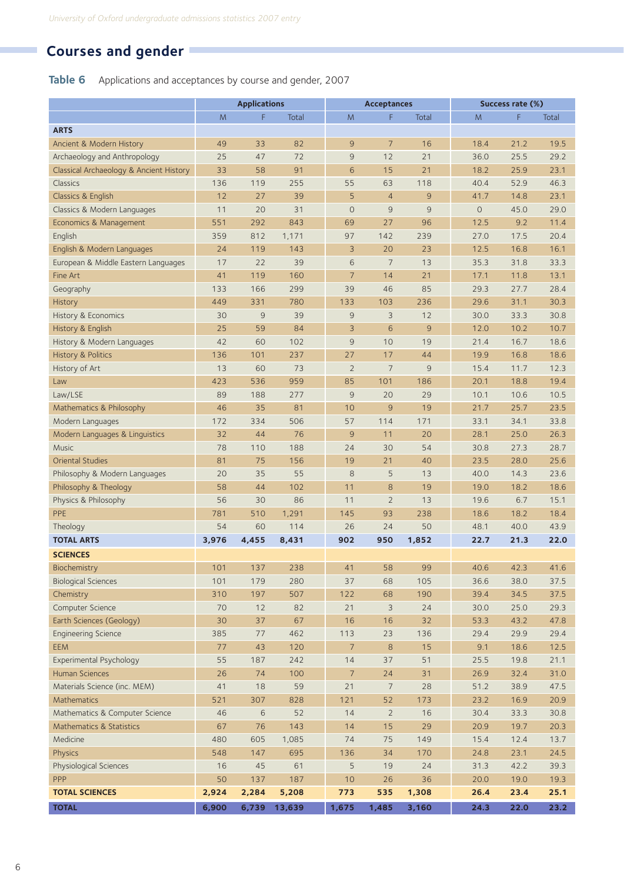# Courses and gender

**Table 6** Applications and acceptances by course and gender, 2007

| | Applications | | | Acceptances | | | Success rate (%) | | |
|---|---|---|---|---|---|---|---|---|---|
| | M | F | Total | M | F | Total | M | F | Total |
| **ARTS** | | | | | | | | | |
| Ancient & Modern History | 49 | 33 | 82 | 9 | 7 | 16 | 18.4 | 21.2 | 19.5 |
| Archaeology and Anthropology | 25 | 47 | 72 | 9 | 12 | 21 | 36.0 | 25.5 | 29.2 |
| Classical Archaeology & Ancient History | 33 | 58 | 91 | 6 | 15 | 21 | 18.2 | 25.9 | 23.1 |
| Classics | 136 | 119 | 255 | 55 | 63 | 118 | 40.4 | 52.9 | 46.3 |
| Classics & English | 12 | 27 | 39 | 5 | 4 | 9 | 41.7 | 14.8 | 23.1 |
| Classics & Modern Languages | 11 | 20 | 31 | 0 | 9 | 9 | 0 | 45.0 | 29.0 |
| Economics & Management | 551 | 292 | 843 | 69 | 27 | 96 | 12.5 | 9.2 | 11.4 |
| English | 359 | 812 | 1,171 | 97 | 142 | 239 | 27.0 | 17.5 | 20.4 |
| English & Modern Languages | 24 | 119 | 143 | 3 | 20 | 23 | 12.5 | 16.8 | 16.1 |
| European & Middle Eastern Languages | 17 | 22 | 39 | 6 | 7 | 13 | 35.3 | 31.8 | 33.3 |
| Fine Art | 41 | 119 | 160 | 7 | 14 | 21 | 17.1 | 11.8 | 13.1 |
| Geography | 133 | 166 | 299 | 39 | 46 | 85 | 29.3 | 27.7 | 28.4 |
| History | 449 | 331 | 780 | 133 | 103 | 236 | 29.6 | 31.1 | 30.3 |
| History & Economics | 30 | 9 | 39 | 9 | 3 | 12 | 30.0 | 33.3 | 30.8 |
| History & English | 25 | 59 | 84 | 3 | 6 | 9 | 12.0 | 10.2 | 10.7 |
| History & Modern Languages | 42 | 60 | 102 | 9 | 10 | 19 | 21.4 | 16.7 | 18.6 |
| History & Politics | 136 | 101 | 237 | 27 | 17 | 44 | 19.9 | 16.8 | 18.6 |
| History of Art | 13 | 60 | 73 | 2 | 7 | 9 | 15.4 | 11.7 | 12.3 |
| Law | 423 | 536 | 959 | 85 | 101 | 186 | 20.1 | 18.8 | 19.4 |
| Law/LSE | 89 | 188 | 277 | 9 | 20 | 29 | 10.1 | 10.6 | 10.5 |
| Mathematics & Philosophy | 46 | 35 | 81 | 10 | 9 | 19 | 21.7 | 25.7 | 23.5 |
| Modern Languages | 172 | 334 | 506 | 57 | 114 | 171 | 33.1 | 34.1 | 33.8 |
| Modern Languages & Linguistics | 32 | 44 | 76 | 9 | 11 | 20 | 28.1 | 25.0 | 26.3 |
| Music | 78 | 110 | 188 | 24 | 30 | 54 | 30.8 | 27.3 | 28.7 |
| Oriental Studies | 81 | 75 | 156 | 19 | 21 | 40 | 23.5 | 28.0 | 25.6 |
| Philosophy & Modern Languages | 20 | 35 | 55 | 8 | 5 | 13 | 40.0 | 14.3 | 23.6 |
| Philosophy & Theology | 58 | 44 | 102 | 11 | 8 | 19 | 19.0 | 18.2 | 18.6 |
| Physics & Philosophy | 56 | 30 | 86 | 11 | 2 | 13 | 19.6 | 6.7 | 15.1 |
| PPE | 781 | 510 | 1,291 | 145 | 93 | 238 | 18.6 | 18.2 | 18.4 |
| Theology | 54 | 60 | 114 | 26 | 24 | 50 | 48.1 | 40.0 | 43.9 |
| **TOTAL ARTS** | **3,976** | **4,455** | **8,431** | **902** | **950** | **1,852** | **22.7** | **21.3** | **22.0** |
| **SCIENCES** | | | | | | | | | |
| Biochemistry | 101 | 137 | 238 | 41 | 58 | 99 | 40.6 | 42.3 | 41.6 |
| Biological Sciences | 101 | 179 | 280 | 37 | 68 | 105 | 36.6 | 38.0 | 37.5 |
| Chemistry | 310 | 197 | 507 | 122 | 68 | 190 | 39.4 | 34.5 | 37.5 |
| Computer Science | 70 | 12 | 82 | 21 | 3 | 24 | 30.0 | 25.0 | 29.3 |
| Earth Sciences (Geology) | 30 | 37 | 67 | 16 | 16 | 32 | 53.3 | 43.2 | 47.8 |
| Engineering Science | 385 | 77 | 462 | 113 | 23 | 136 | 29.4 | 29.9 | 29.4 |
| EEM | 77 | 43 | 120 | 7 | 8 | 15 | 9.1 | 18.6 | 12.5 |
| Experimental Psychology | 55 | 187 | 242 | 14 | 37 | 51 | 25.5 | 19.8 | 21.1 |
| Human Sciences | 26 | 74 | 100 | 7 | 24 | 31 | 26.9 | 32.4 | 31.0 |
| Materials Science (inc. MEM) | 41 | 18 | 59 | 21 | 7 | 28 | 51.2 | 38.9 | 47.5 |
| Mathematics | 521 | 307 | 828 | 121 | 52 | 173 | 23.2 | 16.9 | 20.9 |
| Mathematics & Computer Science | 46 | 6 | 52 | 14 | 2 | 16 | 30.4 | 33.3 | 30.8 |
| Mathematics & Statistics | 67 | 76 | 143 | 14 | 15 | 29 | 20.9 | 19.7 | 20.3 |
| Medicine | 480 | 605 | 1,085 | 74 | 75 | 149 | 15.4 | 12.4 | 13.7 |
| Physics | 548 | 147 | 695 | 136 | 34 | 170 | 24.8 | 23.1 | 24.5 |
| Physiological Sciences | 16 | 45 | 61 | 5 | 19 | 24 | 31.3 | 42.2 | 39.3 |
| PPP | 50 | 137 | 187 | 10 | 26 | 36 | 20.0 | 19.0 | 19.3 |
| **TOTAL SCIENCES** | **2,924** | **2,284** | **5,208** | **773** | **535** | **1,308** | **26.4** | **23.4** | **25.1** |
| **TOTAL** | **6,900** | **6,739** | **13,639** | **1,675** | **1,485** | **3,160** | **24.3** | **22.0** | **23.2** |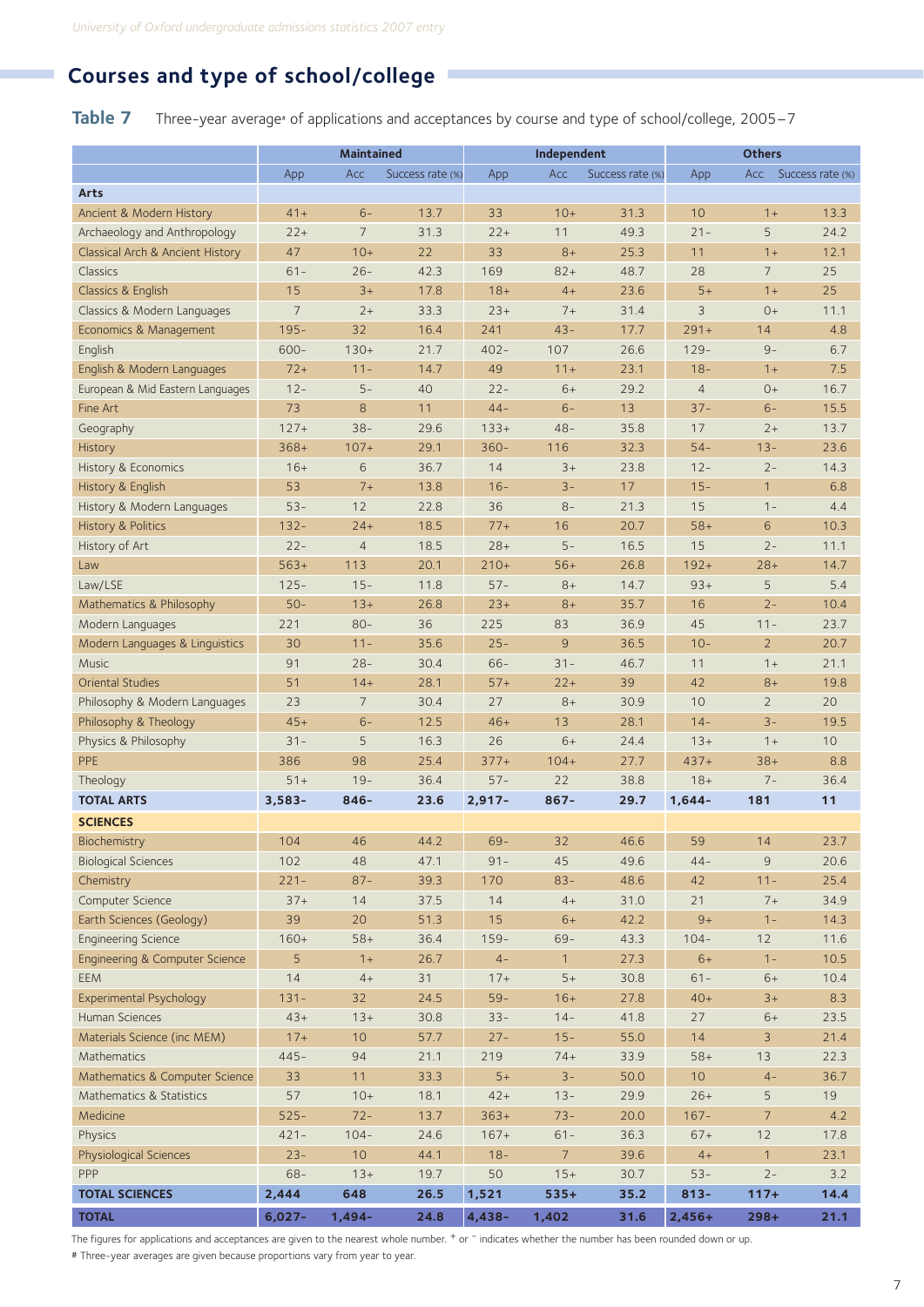## Courses and type of school/college

**Table 7** Three-year average# of applications and acceptances by course and type of school/college, 2005–7

| | Maintained | | | Independent | | | Others | | |
|---|---|---|---|---|---|---|---|---|---|
| | App | Acc | Success rate (%) | App | Acc | Success rate (%) | App | Acc | Success rate (%) |
| **Arts** | | | | | | | | | |
| Ancient & Modern History | 41+ | 6– | 13.7 | 33 | 10+ | 31.3 | 10 | 1+ | 13.3 |
| Archaeology and Anthropology | 22+ | 7 | 31.3 | 22+ | 11 | 49.3 | 21– | 5 | 24.2 |
| Classical Arch & Ancient History | 47 | 10+ | 22 | 33 | 8+ | 25.3 | 11 | 1+ | 12.1 |
| Classics | 61– | 26– | 42.3 | 169 | 82+ | 48.7 | 28 | 7 | 25 |
| Classics & English | 15 | 3+ | 17.8 | 18+ | 4+ | 23.6 | 5+ | 1+ | 25 |
| Classics & Modern Languages | 7 | 2+ | 33.3 | 23+ | 7+ | 31.4 | 3 | 0+ | 11.1 |
| Economics & Management | 195– | 32 | 16.4 | 241 | 43– | 17.7 | 291+ | 14 | 4.8 |
| English | 600– | 130+ | 21.7 | 402– | 107 | 26.6 | 129– | 9– | 6.7 |
| English & Modern Languages | 72+ | 11– | 14.7 | 49 | 11+ | 23.1 | 18– | 1+ | 7.5 |
| European & Mid Eastern Languages | 12– | 5– | 40 | 22– | 6+ | 29.2 | 4 | 0+ | 16.7 |
| Fine Art | 73 | 8 | 11 | 44– | 6– | 13 | 37– | 6– | 15.5 |
| Geography | 127+ | 38– | 29.6 | 133+ | 48– | 35.8 | 17 | 2+ | 13.7 |
| History | 368+ | 107+ | 29.1 | 360– | 116 | 32.3 | 54– | 13– | 23.6 |
| History & Economics | 16+ | 6 | 36.7 | 14 | 3+ | 23.8 | 12– | 2– | 14.3 |
| History & English | 53 | 7+ | 13.8 | 16– | 3– | 17 | 15– | 1 | 6.8 |
| History & Modern Languages | 53– | 12 | 22.8 | 36 | 8– | 21.3 | 15 | 1– | 4.4 |
| History & Politics | 132– | 24+ | 18.5 | 77+ | 16 | 20.7 | 58+ | 6 | 10.3 |
| History of Art | 22– | 4 | 18.5 | 28+ | 5– | 16.5 | 15 | 2– | 11.1 |
| Law | 563+ | 113 | 20.1 | 210+ | 56+ | 26.8 | 192+ | 28+ | 14.7 |
| Law/LSE | 125– | 15– | 11.8 | 57– | 8+ | 14.7 | 93+ | 5 | 5.4 |
| Mathematics & Philosophy | 50– | 13+ | 26.8 | 23+ | 8+ | 35.7 | 16 | 2– | 10.4 |
| Modern Languages | 221 | 80– | 36 | 225 | 83 | 36.9 | 45 | 11– | 23.7 |
| Modern Languages & Linguistics | 30 | 11– | 35.6 | 25– | 9 | 36.5 | 10– | 2 | 20.7 |
| Music | 91 | 28– | 30.4 | 66– | 31– | 46.7 | 11 | 1+ | 21.1 |
| Oriental Studies | 51 | 14+ | 28.1 | 57+ | 22+ | 39 | 42 | 8+ | 19.8 |
| Philosophy & Modern Languages | 23 | 7 | 30.4 | 27 | 8+ | 30.9 | 10 | 2 | 20 |
| Philosophy & Theology | 45+ | 6– | 12.5 | 46+ | 13 | 28.1 | 14– | 3– | 19.5 |
| Physics & Philosophy | 31– | 5 | 16.3 | 26 | 6+ | 24.4 | 13+ | 1+ | 10 |
| PPE | 386 | 98 | 25.4 | 377+ | 104+ | 27.7 | 437+ | 38+ | 8.8 |
| Theology | 51+ | 19– | 36.4 | 57– | 22 | 38.8 | 18+ | 7– | 36.4 |
| **TOTAL ARTS** | **3,583–** | **846–** | **23.6** | **2,917–** | **867–** | **29.7** | **1,644–** | **181** | **11** |
| **SCIENCES** | | | | | | | | | |
| Biochemistry | 104 | 46 | 44.2 | 69– | 32 | 46.6 | 59 | 14 | 23.7 |
| Biological Sciences | 102 | 48 | 47.1 | 91– | 45 | 49.6 | 44– | 9 | 20.6 |
| Chemistry | 221– | 87– | 39.3 | 170 | 83– | 48.6 | 42 | 11– | 25.4 |
| Computer Science | 37+ | 14 | 37.5 | 14 | 4+ | 31.0 | 21 | 7+ | 34.9 |
| Earth Sciences (Geology) | 39 | 20 | 51.3 | 15 | 6+ | 42.2 | 9+ | 1– | 14.3 |
| Engineering Science | 160+ | 58+ | 36.4 | 159– | 69– | 43.3 | 104– | 12 | 11.6 |
| Engineering & Computer Science | 5 | 1+ | 26.7 | 4– | 1 | 27.3 | 6+ | 1– | 10.5 |
| EEM | 14 | 4+ | 31 | 17+ | 5+ | 30.8 | 61– | 6+ | 10.4 |
| Experimental Psychology | 131– | 32 | 24.5 | 59– | 16+ | 27.8 | 40+ | 3+ | 8.3 |
| Human Sciences | 43+ | 13+ | 30.8 | 33– | 14– | 41.8 | 27 | 6+ | 23.5 |
| Materials Science (inc MEM) | 17+ | 10 | 57.7 | 27– | 15– | 55.0 | 14 | 3 | 21.4 |
| Mathematics | 445– | 94 | 21.1 | 219 | 74+ | 33.9 | 58+ | 13 | 22.3 |
| Mathematics & Computer Science | 33 | 11 | 33.3 | 5+ | 3– | 50.0 | 10 | 4– | 36.7 |
| Mathematics & Statistics | 57 | 10+ | 18.1 | 42+ | 13– | 29.9 | 26+ | 5 | 19 |
| Medicine | 525– | 72– | 13.7 | 363+ | 73– | 20.0 | 167– | 7 | 4.2 |
| Physics | 421– | 104– | 24.6 | 167+ | 61– | 36.3 | 67+ | 12 | 17.8 |
| Physiological Sciences | 23– | 10 | 44.1 | 18– | 7 | 39.6 | 4+ | 1 | 23.1 |
| PPP | 68– | 13+ | 19.7 | 50 | 15+ | 30.7 | 53– | 2– | 3.2 |
| **TOTAL SCIENCES** | **2,444** | **648** | **26.5** | **1,521** | **535+** | **35.2** | **813–** | **117+** | **14.4** |
| **TOTAL** | **6,027–** | **1,494–** | **24.8** | **4,438–** | **1,402** | **31.6** | **2,456+** | **298+** | **21.1** |

The figures for applications and acceptances are given to the nearest whole number. + or – indicates whether the number has been rounded down or up.

# Three-year averages are given because proportions vary from year to year.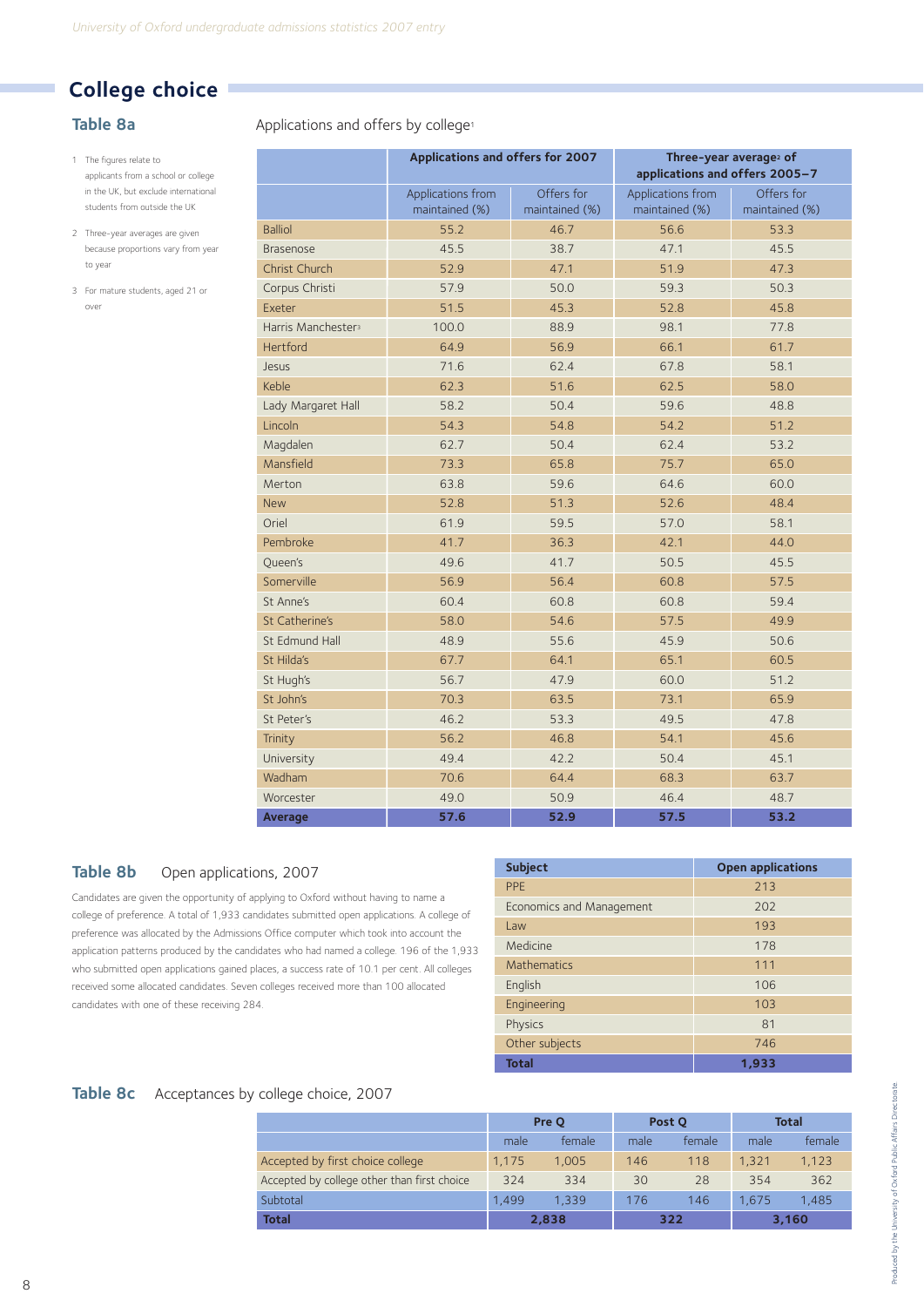# College choice

## Table 8a

Applications and offers by college[1]

1 The figures relate to applicants from a school or college in the UK, but exclude international students from outside the UK

2 Three-year averages are given because proportions vary from year to year

3 For mature students, aged 21 or over

| | Applications and offers for 2007 | | Three-year average[2] of applications and offers 2005–7 | |
|---|---|---|---|---|
| | Applications from maintained (%) | Offers for maintained (%) | Applications from maintained (%) | Offers for maintained (%) |
| Balliol | 55.2 | 46.7 | 56.6 | 53.3 |
| Brasenose | 45.5 | 38.7 | 47.1 | 45.5 |
| Christ Church | 52.9 | 47.1 | 51.9 | 47.3 |
| Corpus Christi | 57.9 | 50.0 | 59.3 | 50.3 |
| Exeter | 51.5 | 45.3 | 52.8 | 45.8 |
| Harris Manchester[3] | 100.0 | 88.9 | 98.1 | 77.8 |
| Hertford | 64.9 | 56.9 | 66.1 | 61.7 |
| Jesus | 71.6 | 62.4 | 67.8 | 58.1 |
| Keble | 62.3 | 51.6 | 62.5 | 58.0 |
| Lady Margaret Hall | 58.2 | 50.4 | 59.6 | 48.8 |
| Lincoln | 54.3 | 54.8 | 54.2 | 51.2 |
| Magdalen | 62.7 | 50.4 | 62.4 | 53.2 |
| Mansfield | 73.3 | 65.8 | 75.7 | 65.0 |
| Merton | 63.8 | 59.6 | 64.6 | 60.0 |
| New | 52.8 | 51.3 | 52.6 | 48.4 |
| Oriel | 61.9 | 59.5 | 57.0 | 58.1 |
| Pembroke | 41.7 | 36.3 | 42.1 | 44.0 |
| Queen's | 49.6 | 41.7 | 50.5 | 45.5 |
| Somerville | 56.9 | 56.4 | 60.8 | 57.5 |
| St Anne's | 60.4 | 60.8 | 60.8 | 59.4 |
| St Catherine's | 58.0 | 54.6 | 57.5 | 49.9 |
| St Edmund Hall | 48.9 | 55.6 | 45.9 | 50.6 |
| St Hilda's | 67.7 | 64.1 | 65.1 | 60.5 |
| St Hugh's | 56.7 | 47.9 | 60.0 | 51.2 |
| St John's | 70.3 | 63.5 | 73.1 | 65.9 |
| St Peter's | 46.2 | 53.3 | 49.5 | 47.8 |
| Trinity | 56.2 | 46.8 | 54.1 | 45.6 |
| University | 49.4 | 42.2 | 50.4 | 45.1 |
| Wadham | 70.6 | 64.4 | 68.3 | 63.7 |
| Worcester | 49.0 | 50.9 | 46.4 | 48.7 |
| **Average** | **57.6** | **52.9** | **57.5** | **53.2** |

## Table 8b Open applications, 2007

Candidates are given the opportunity of applying to Oxford without having to name a college of preference. A total of 1,933 candidates submitted open applications. A college of preference was allocated by the Admissions Office computer which took into account the application patterns produced by the candidates who had named a college. 196 of the 1,933 who submitted open applications gained places, a success rate of 10.1 per cent. All colleges received some allocated candidates. Seven colleges received more than 100 allocated candidates with one of these receiving 284.

| Subject | Open applications |
|---|---|
| PPE | 213 |
| Economics and Management | 202 |
| Law | 193 |
| Medicine | 178 |
| Mathematics | 111 |
| English | 106 |
| Engineering | 103 |
| Physics | 81 |
| Other subjects | 746 |
| **Total** | **1,933** |

## Table 8c Acceptances by college choice, 2007

| | Pre Q | | Post Q | | Total | |
|---|---|---|---|---|---|---|
| | male | female | male | female | male | female |
| Accepted by first choice college | 1,175 | 1,005 | 146 | 118 | 1,321 | 1,123 |
| Accepted by college other than first choice | 324 | 334 | 30 | 28 | 354 | 362 |
| Subtotal | 1,499 | 1,339 | 176 | 146 | 1,675 | 1,485 |
| **Total** | **2,838** | | **322** | | **3,160** | |

Produced by the University of Oxford Public Affairs Directorate.